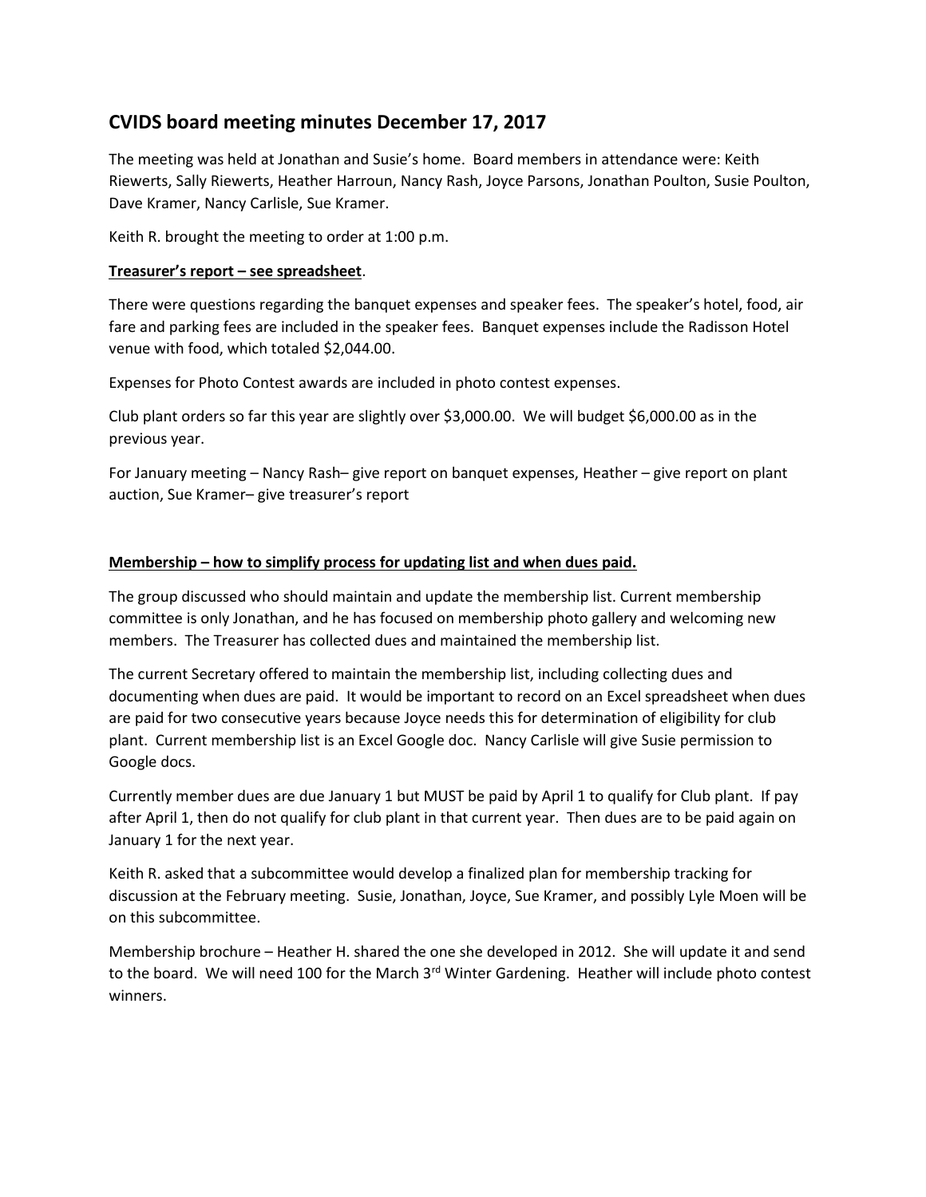## CVIDS board meeting minutes December 17, 2017

The meeting was held at Jonathan and Susie's home. Board members in attendance were: Keith Riewerts, Sally Riewerts, Heather Harroun, Nancy Rash, Joyce Parsons, Jonathan Poulton, Susie Poulton, Dave Kramer, Nancy Carlisle, Sue Kramer.

Keith R. brought the meeting to order at 1:00 p.m.

**Treasurer's report – see spreadsheet**.

There were questions regarding the banquet expenses and speaker fees. The speaker's hotel, food, air fare and parking fees are included in the speaker fees. Banquet expenses include the Radisson Hotel venue with food, which totaled $2,044.00.

Expenses for Photo Contest awards are included in photo contest expenses.

Club plant orders so far this year are slightly over $3,000.00. We will budget $6,000.00 as in the previous year.

For January meeting – Nancy Rash– give report on banquet expenses, Heather – give report on plant auction, Sue Kramer– give treasurer's report

**Membership – how to simplify process for updating list and when dues paid.**

The group discussed who should maintain and update the membership list. Current membership committee is only Jonathan, and he has focused on membership photo gallery and welcoming new members. The Treasurer has collected dues and maintained the membership list.

The current Secretary offered to maintain the membership list, including collecting dues and documenting when dues are paid. It would be important to record on an Excel spreadsheet when dues are paid for two consecutive years because Joyce needs this for determination of eligibility for club plant. Current membership list is an Excel Google doc. Nancy Carlisle will give Susie permission to Google docs.

Currently member dues are due January 1 but MUST be paid by April 1 to qualify for Club plant. If pay after April 1, then do not qualify for club plant in that current year. Then dues are to be paid again on January 1 for the next year.

Keith R. asked that a subcommittee would develop a finalized plan for membership tracking for discussion at the February meeting. Susie, Jonathan, Joyce, Sue Kramer, and possibly Lyle Moen will be on this subcommittee.

Membership brochure – Heather H. shared the one she developed in 2012. She will update it and send to the board. We will need 100 for the March 3rd Winter Gardening. Heather will include photo contest winners.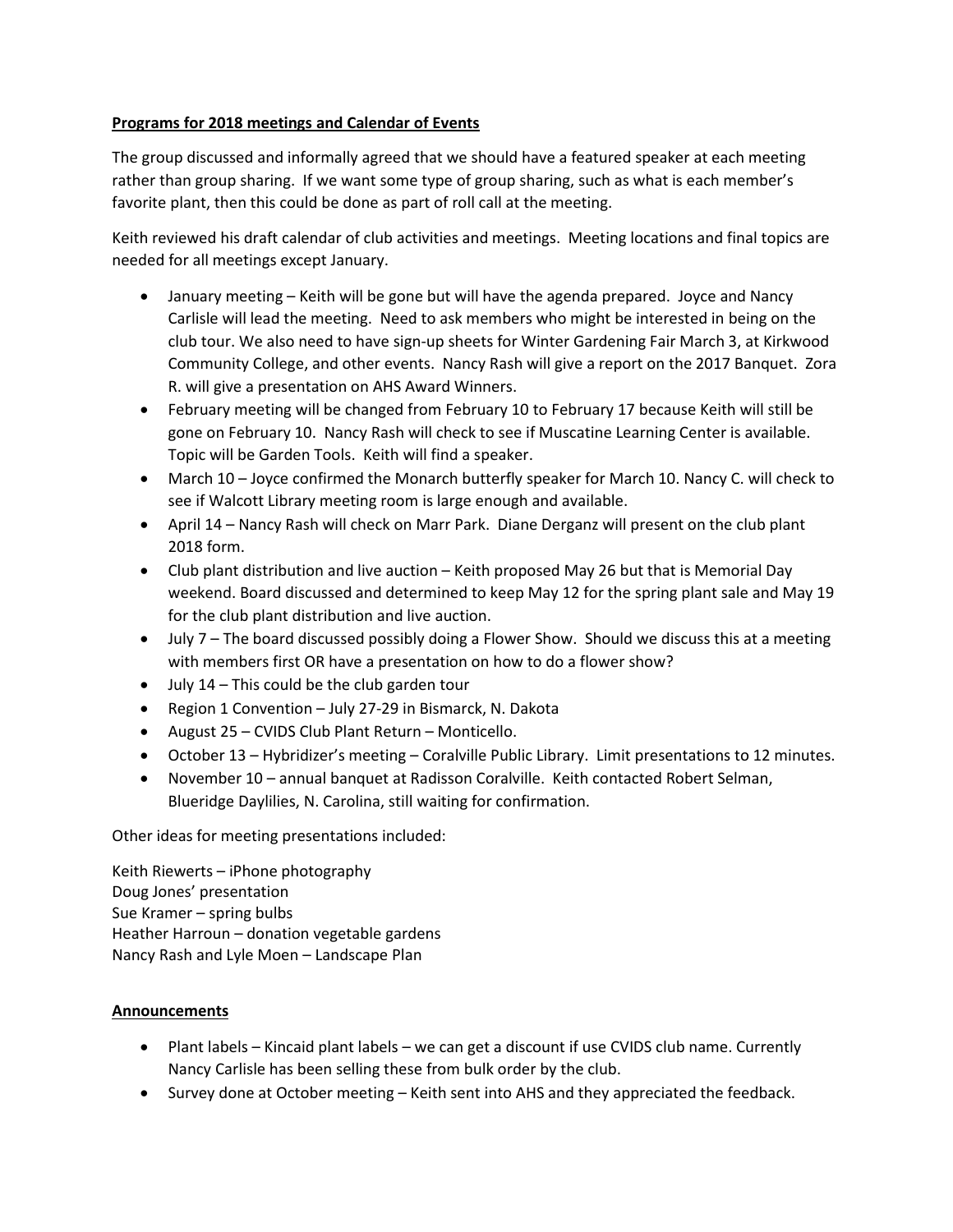**Programs for 2018 meetings and Calendar of Events**

The group discussed and informally agreed that we should have a featured speaker at each meeting rather than group sharing. If we want some type of group sharing, such as what is each member's favorite plant, then this could be done as part of roll call at the meeting.

Keith reviewed his draft calendar of club activities and meetings. Meeting locations and final topics are needed for all meetings except January.

- January meeting – Keith will be gone but will have the agenda prepared. Joyce and Nancy Carlisle will lead the meeting. Need to ask members who might be interested in being on the club tour. We also need to have sign-up sheets for Winter Gardening Fair March 3, at Kirkwood Community College, and other events. Nancy Rash will give a report on the 2017 Banquet. Zora R. will give a presentation on AHS Award Winners.
- February meeting will be changed from February 10 to February 17 because Keith will still be gone on February 10. Nancy Rash will check to see if Muscatine Learning Center is available. Topic will be Garden Tools. Keith will find a speaker.
- March 10 – Joyce confirmed the Monarch butterfly speaker for March 10. Nancy C. will check to see if Walcott Library meeting room is large enough and available.
- April 14 – Nancy Rash will check on Marr Park. Diane Derganz will present on the club plant 2018 form.
- Club plant distribution and live auction – Keith proposed May 26 but that is Memorial Day weekend. Board discussed and determined to keep May 12 for the spring plant sale and May 19 for the club plant distribution and live auction.
- July 7 – The board discussed possibly doing a Flower Show. Should we discuss this at a meeting with members first OR have a presentation on how to do a flower show?
- July 14 – This could be the club garden tour
- Region 1 Convention – July 27-29 in Bismarck, N. Dakota
- August 25 – CVIDS Club Plant Return – Monticello.
- October 13 – Hybridizer's meeting – Coralville Public Library. Limit presentations to 12 minutes.
- November 10 – annual banquet at Radisson Coralville. Keith contacted Robert Selman, Blueridge Daylilies, N. Carolina, still waiting for confirmation.

Other ideas for meeting presentations included:

Keith Riewerts – iPhone photography
Doug Jones' presentation
Sue Kramer – spring bulbs
Heather Harroun – donation vegetable gardens
Nancy Rash and Lyle Moen – Landscape Plan

**Announcements**

- Plant labels – Kincaid plant labels – we can get a discount if use CVIDS club name. Currently Nancy Carlisle has been selling these from bulk order by the club.
- Survey done at October meeting – Keith sent into AHS and they appreciated the feedback.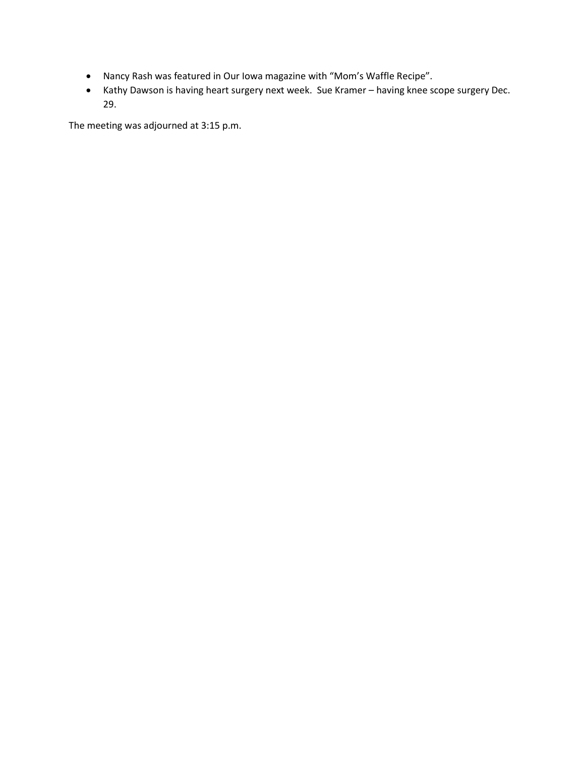- Nancy Rash was featured in Our Iowa magazine with "Mom's Waffle Recipe".
- Kathy Dawson is having heart surgery next week. Sue Kramer – having knee scope surgery Dec. 29.

The meeting was adjourned at 3:15 p.m.